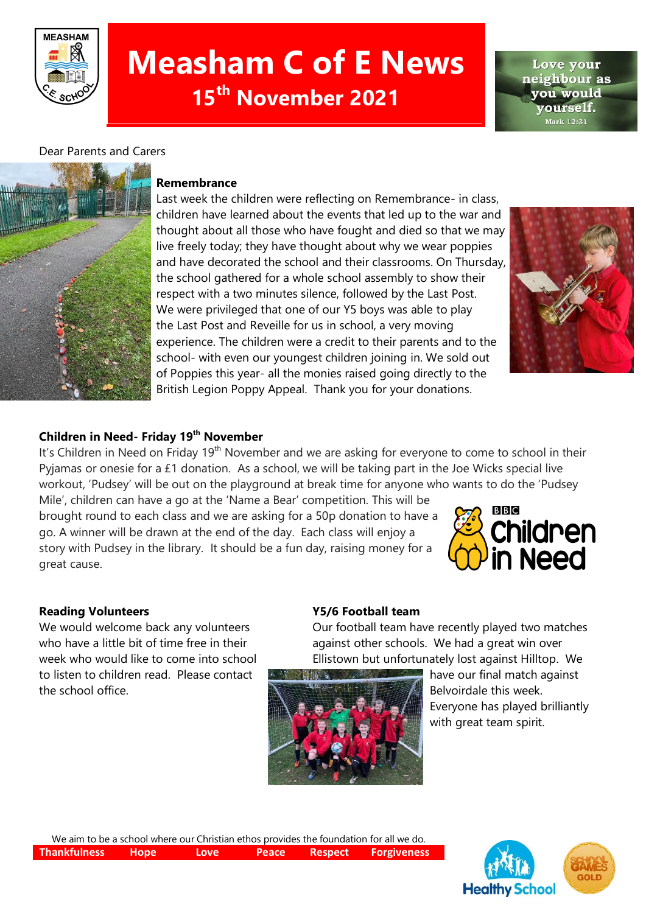# Measham C of E News

## 15th November 2021

Love your neighbour as you would yourself. Mark 12:31

Dear Parents and Carers

**Remembrance**

Last week the children were reflecting on Remembrance- in class, children have learned about the events that led up to the war and thought about all those who have fought and died so that we may live freely today; they have thought about why we wear poppies and have decorated the school and their classrooms. On Thursday, the school gathered for a whole school assembly to show their respect with a two minutes silence, followed by the Last Post. We were privileged that one of our Y5 boys was able to play the Last Post and Reveille for us in school, a very moving experience. The children were a credit to their parents and to the school- with even our youngest children joining in. We sold out of Poppies this year- all the monies raised going directly to the British Legion Poppy Appeal. Thank you for your donations.

**Children in Need- Friday 19th November**

It's Children in Need on Friday 19th November and we are asking for everyone to come to school in their Pyjamas or onesie for a £1 donation. As a school, we will be taking part in the Joe Wicks special live workout, 'Pudsey' will be out on the playground at break time for anyone who wants to do the 'Pudsey Mile', children can have a go at the 'Name a Bear' competition. This will be brought round to each class and we are asking for a 50p donation to have a go. A winner will be drawn at the end of the day. Each class will enjoy a story with Pudsey in the library. It should be a fun day, raising money for a great cause.

**Reading Volunteers**

We would welcome back any volunteers who have a little bit of time free in their week who would like to come into school to listen to children read. Please contact the school office.

**Y5/6 Football team**

Our football team have recently played two matches against other schools. We had a great win over Ellistown but unfortunately lost against Hilltop. We have our final match against Belvoirdale this week. Everyone has played brilliantly with great team spirit.

We aim to be a school where our Christian ethos provides the foundation for all we do.

Thankfulness | Hope | Love | Peace | Respect | Forgiveness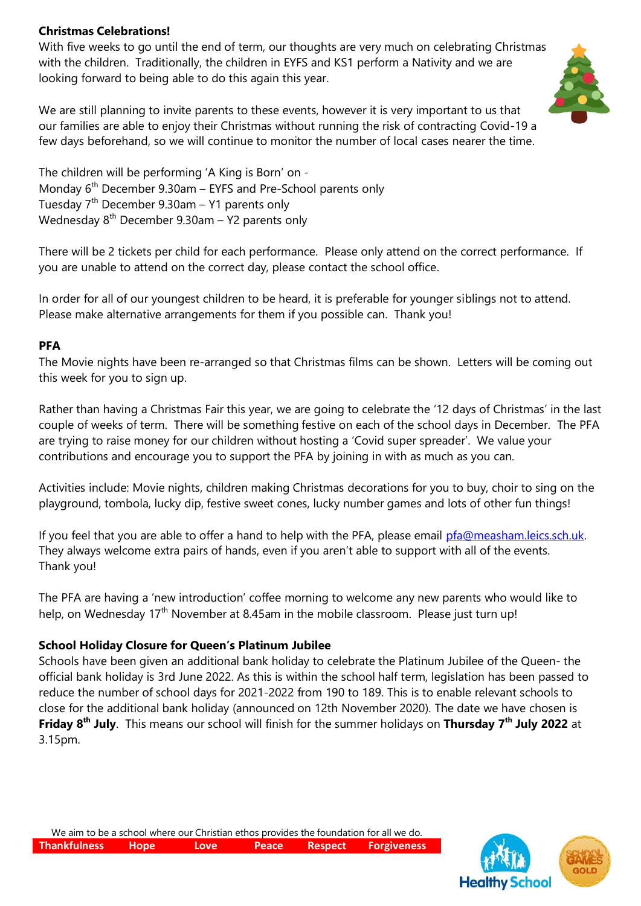**Christmas Celebrations!**

With five weeks to go until the end of term, our thoughts are very much on celebrating Christmas with the children. Traditionally, the children in EYFS and KS1 perform a Nativity and we are looking forward to being able to do this again this year.

We are still planning to invite parents to these events, however it is very important to us that our families are able to enjoy their Christmas without running the risk of contracting Covid-19 a few days beforehand, so we will continue to monitor the number of local cases nearer the time.

The children will be performing 'A King is Born' on -
Monday 6th December 9.30am – EYFS and Pre-School parents only
Tuesday 7th December 9.30am – Y1 parents only
Wednesday 8th December 9.30am – Y2 parents only

There will be 2 tickets per child for each performance. Please only attend on the correct performance. If you are unable to attend on the correct day, please contact the school office.

In order for all of our youngest children to be heard, it is preferable for younger siblings not to attend. Please make alternative arrangements for them if you possible can. Thank you!

**PFA**

The Movie nights have been re-arranged so that Christmas films can be shown. Letters will be coming out this week for you to sign up.

Rather than having a Christmas Fair this year, we are going to celebrate the '12 days of Christmas' in the last couple of weeks of term. There will be something festive on each of the school days in December. The PFA are trying to raise money for our children without hosting a 'Covid super spreader'. We value your contributions and encourage you to support the PFA by joining in with as much as you can.

Activities include: Movie nights, children making Christmas decorations for you to buy, choir to sing on the playground, tombola, lucky dip, festive sweet cones, lucky number games and lots of other fun things!

If you feel that you are able to offer a hand to help with the PFA, please email pfa@measham.leics.sch.uk. They always welcome extra pairs of hands, even if you aren't able to support with all of the events. Thank you!

The PFA are having a 'new introduction' coffee morning to welcome any new parents who would like to help, on Wednesday 17th November at 8.45am in the mobile classroom. Please just turn up!

**School Holiday Closure for Queen's Platinum Jubilee**

Schools have been given an additional bank holiday to celebrate the Platinum Jubilee of the Queen- the official bank holiday is 3rd June 2022. As this is within the school half term, legislation has been passed to reduce the number of school days for 2021-2022 from 190 to 189. This is to enable relevant schools to close for the additional bank holiday (announced on 12th November 2020). The date we have chosen is **Friday 8th July**. This means our school will finish for the summer holidays on **Thursday 7th July 2022** at 3.15pm.

We aim to be a school where our Christian ethos provides the foundation for all we do.

**Thankfulness Hope Love Peace Respect Forgiveness**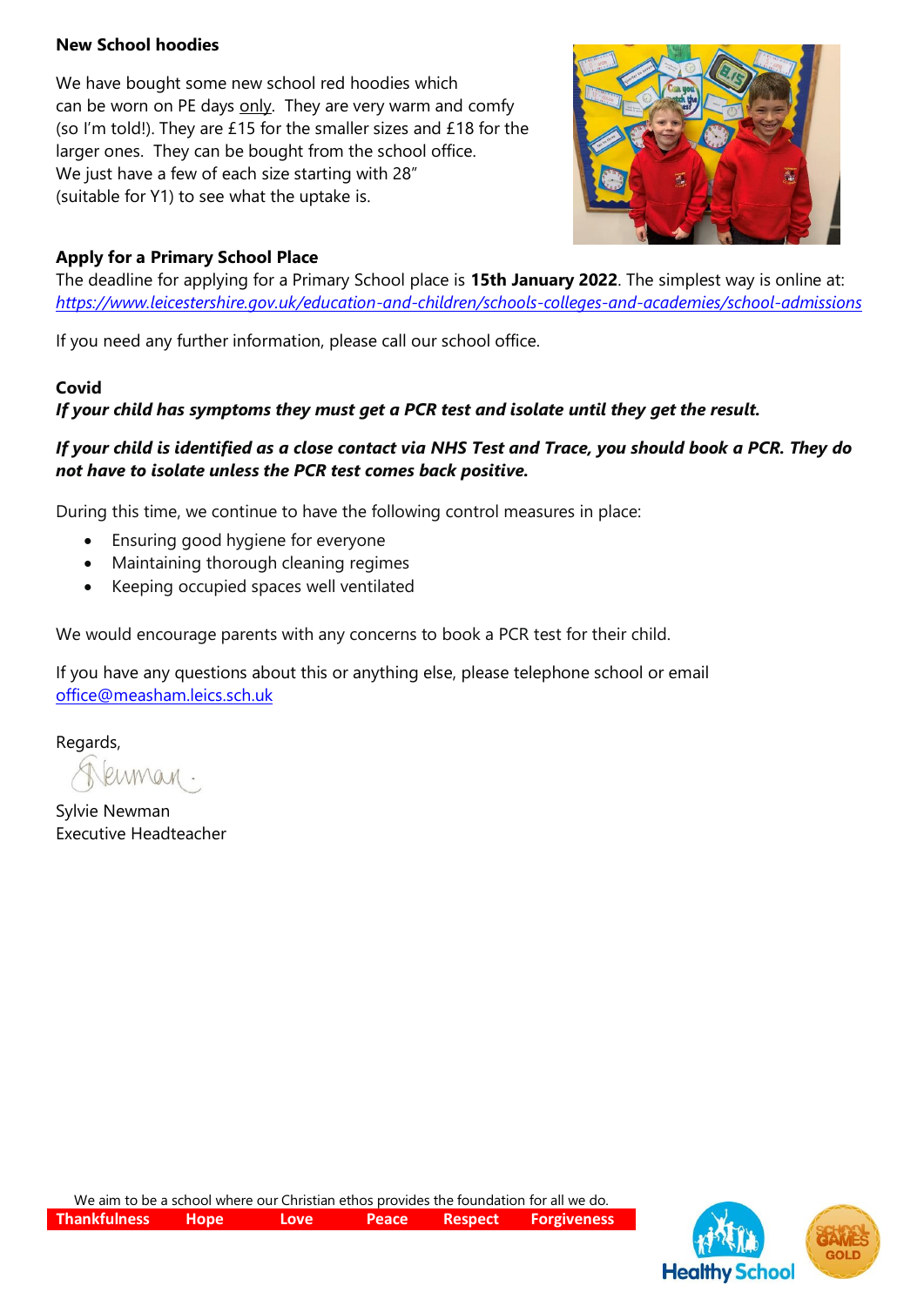**New School hoodies**

We have bought some new school red hoodies which can be worn on PE days only. They are very warm and comfy (so I'm told!). They are £15 for the smaller sizes and £18 for the larger ones. They can be bought from the school office. We just have a few of each size starting with 28" (suitable for Y1) to see what the uptake is.

**Apply for a Primary School Place**

The deadline for applying for a Primary School place is **15th January 2022**. The simplest way is online at: *https://www.leicestershire.gov.uk/education-and-children/schools-colleges-and-academies/school-admissions*

If you need any further information, please call our school office.

**Covid**

***If your child has symptoms they must get a PCR test and isolate until they get the result.***

***If your child is identified as a close contact via NHS Test and Trace, you should book a PCR. They do not have to isolate unless the PCR test comes back positive.***

During this time, we continue to have the following control measures in place:

- Ensuring good hygiene for everyone
- Maintaining thorough cleaning regimes
- Keeping occupied spaces well ventilated

We would encourage parents with any concerns to book a PCR test for their child.

If you have any questions about this or anything else, please telephone school or email office@measham.leics.sch.uk

Regards,

Sylvie Newman
Executive Headteacher

We aim to be a school where our Christian ethos provides the foundation for all we do.

**Thankfulness Hope Love Peace Respect Forgiveness**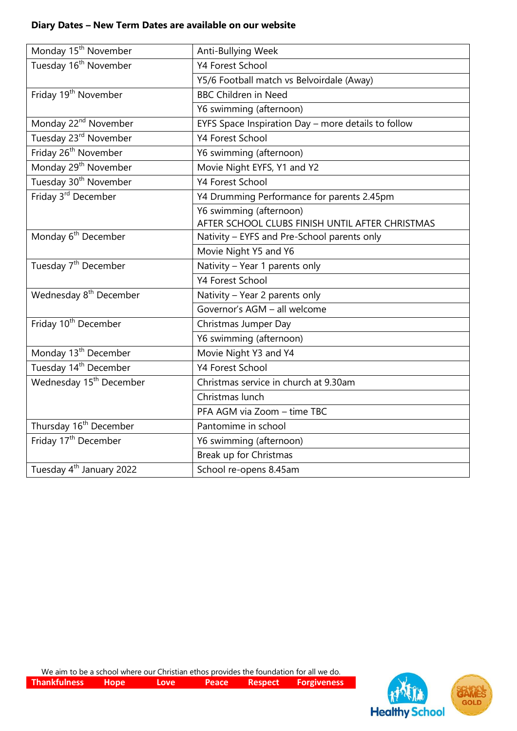**Diary Dates – New Term Dates are available on our website**

| | |
|---|---|
| Monday 15th November | Anti-Bullying Week |
| Tuesday 16th November | Y4 Forest School |
| | Y5/6 Football match vs Belvoirdale (Away) |
| Friday 19th November | BBC Children in Need |
| | Y6 swimming (afternoon) |
| Monday 22nd November | EYFS Space Inspiration Day – more details to follow |
| Tuesday 23rd November | Y4 Forest School |
| Friday 26th November | Y6 swimming (afternoon) |
| Monday 29th November | Movie Night EYFS, Y1 and Y2 |
| Tuesday 30th November | Y4 Forest School |
| Friday 3rd December | Y4 Drumming Performance for parents 2.45pm |
| | Y6 swimming (afternoon)<br>AFTER SCHOOL CLUBS FINISH UNTIL AFTER CHRISTMAS |
| Monday 6th December | Nativity – EYFS and Pre-School parents only |
| | Movie Night Y5 and Y6 |
| Tuesday 7th December | Nativity – Year 1 parents only |
| | Y4 Forest School |
| Wednesday 8th December | Nativity – Year 2 parents only |
| | Governor's AGM – all welcome |
| Friday 10th December | Christmas Jumper Day |
| | Y6 swimming (afternoon) |
| Monday 13th December | Movie Night Y3 and Y4 |
| Tuesday 14th December | Y4 Forest School |
| Wednesday 15th December | Christmas service in church at 9.30am |
| | Christmas lunch |
| | PFA AGM via Zoom – time TBC |
| Thursday 16th December | Pantomime in school |
| Friday 17th December | Y6 swimming (afternoon) |
| | Break up for Christmas |
| Tuesday 4th January 2022 | School re-opens 8.45am |

We aim to be a school where our Christian ethos provides the foundation for all we do.

**Thankfulness Hope Love Peace Respect Forgiveness**

Healthy School

SCHOOL GAMES GOLD